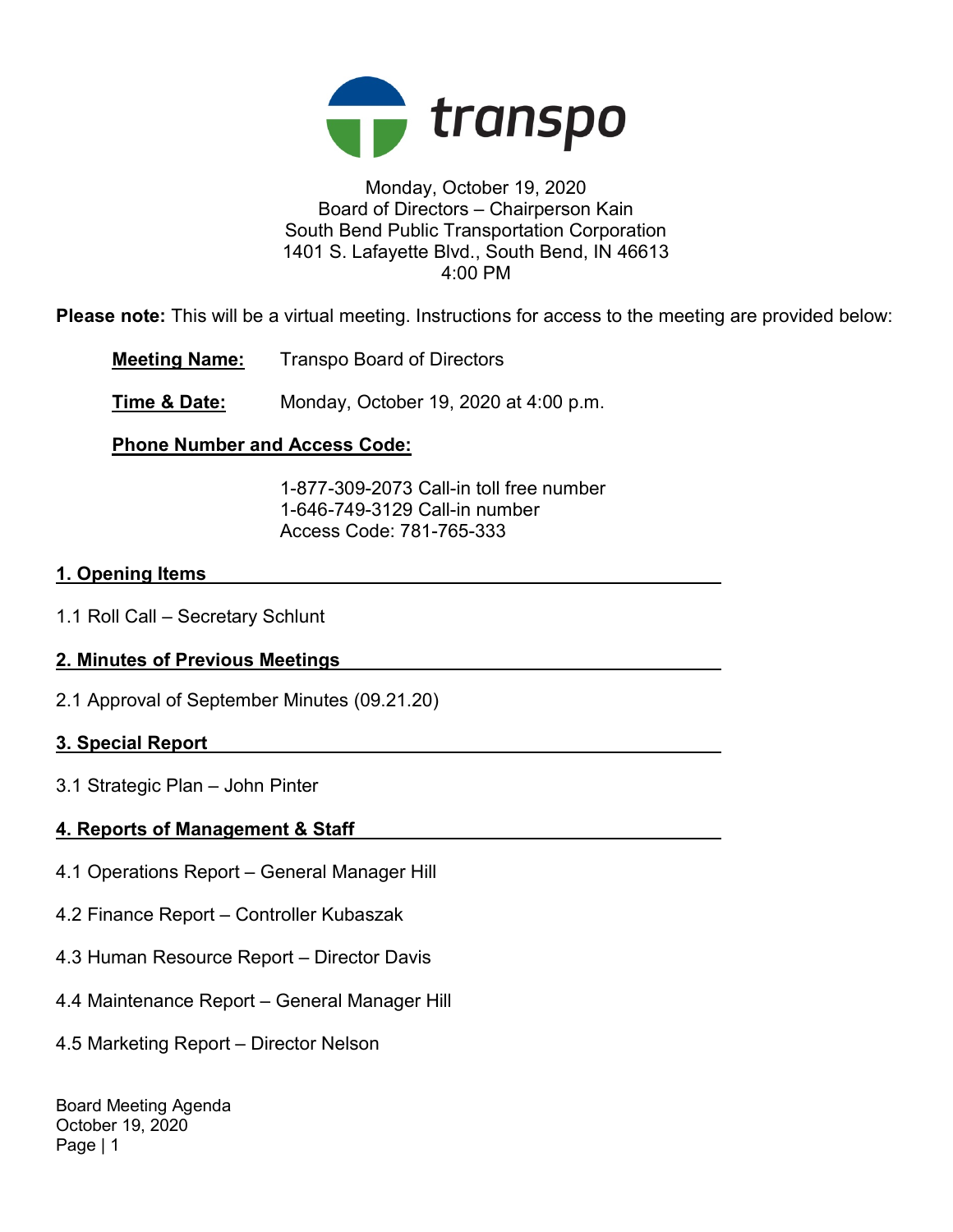transpo

Monday, October 19, 2020
Board of Directors – Chairperson Kain
South Bend Public Transportation Corporation
1401 S. Lafayette Blvd., South Bend, IN 46613
4:00 PM

**Please note:** This will be a virtual meeting. Instructions for access to the meeting are provided below:

**Meeting Name:** Transpo Board of Directors

**Time & Date:** Monday, October 19, 2020 at 4:00 p.m.

**Phone Number and Access Code:**

1-877-309-2073 Call-in toll free number
1-646-749-3129 Call-in number
Access Code: 781-765-333

## 1. Opening Items

1.1 Roll Call – Secretary Schlunt

## 2. Minutes of Previous Meetings

2.1 Approval of September Minutes (09.21.20)

## 3. Special Report

3.1 Strategic Plan – John Pinter

## 4. Reports of Management & Staff

4.1 Operations Report – General Manager Hill

4.2 Finance Report – Controller Kubaszak

4.3 Human Resource Report – Director Davis

4.4 Maintenance Report – General Manager Hill

4.5 Marketing Report – Director Nelson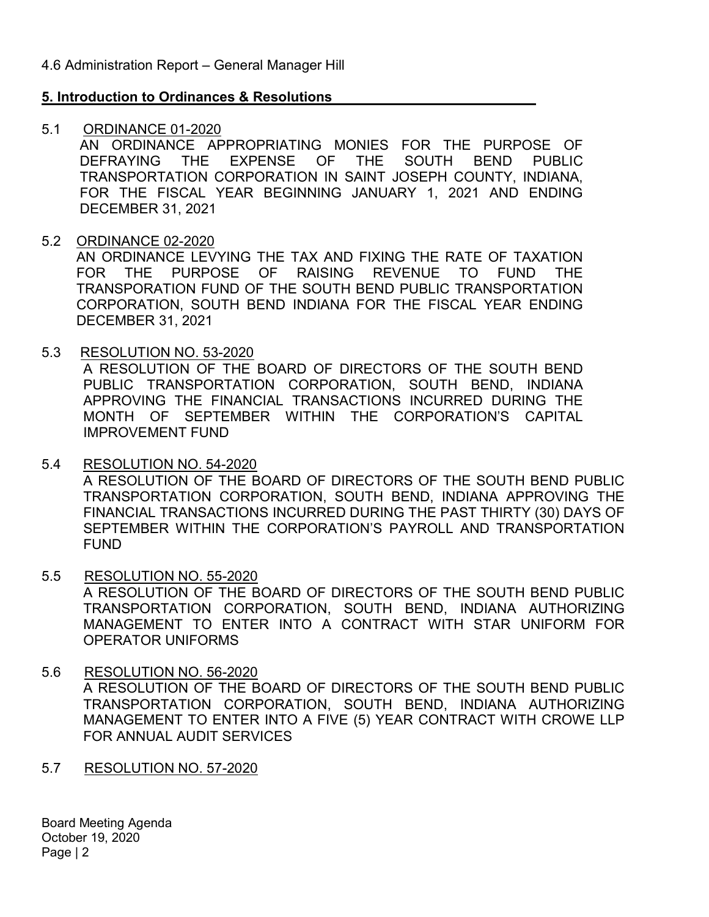4.6 Administration Report – General Manager Hill

**5. Introduction to Ordinances & Resolutions**

5.1 ORDINANCE 01-2020

AN ORDINANCE APPROPRIATING MONIES FOR THE PURPOSE OF DEFRAYING THE EXPENSE OF THE SOUTH BEND PUBLIC TRANSPORTATION CORPORATION IN SAINT JOSEPH COUNTY, INDIANA, FOR THE FISCAL YEAR BEGINNING JANUARY 1, 2021 AND ENDING DECEMBER 31, 2021

5.2 ORDINANCE 02-2020

AN ORDINANCE LEVYING THE TAX AND FIXING THE RATE OF TAXATION FOR THE PURPOSE OF RAISING REVENUE TO FUND THE TRANSPORATION FUND OF THE SOUTH BEND PUBLIC TRANSPORTATION CORPORATION, SOUTH BEND INDIANA FOR THE FISCAL YEAR ENDING DECEMBER 31, 2021

5.3 RESOLUTION NO. 53-2020

A RESOLUTION OF THE BOARD OF DIRECTORS OF THE SOUTH BEND PUBLIC TRANSPORTATION CORPORATION, SOUTH BEND, INDIANA APPROVING THE FINANCIAL TRANSACTIONS INCURRED DURING THE MONTH OF SEPTEMBER WITHIN THE CORPORATION'S CAPITAL IMPROVEMENT FUND

5.4 RESOLUTION NO. 54-2020

A RESOLUTION OF THE BOARD OF DIRECTORS OF THE SOUTH BEND PUBLIC TRANSPORTATION CORPORATION, SOUTH BEND, INDIANA APPROVING THE FINANCIAL TRANSACTIONS INCURRED DURING THE PAST THIRTY (30) DAYS OF SEPTEMBER WITHIN THE CORPORATION'S PAYROLL AND TRANSPORTATION FUND

5.5 RESOLUTION NO. 55-2020

A RESOLUTION OF THE BOARD OF DIRECTORS OF THE SOUTH BEND PUBLIC TRANSPORTATION CORPORATION, SOUTH BEND, INDIANA AUTHORIZING MANAGEMENT TO ENTER INTO A CONTRACT WITH STAR UNIFORM FOR OPERATOR UNIFORMS

5.6 RESOLUTION NO. 56-2020

A RESOLUTION OF THE BOARD OF DIRECTORS OF THE SOUTH BEND PUBLIC TRANSPORTATION CORPORATION, SOUTH BEND, INDIANA AUTHORIZING MANAGEMENT TO ENTER INTO A FIVE (5) YEAR CONTRACT WITH CROWE LLP FOR ANNUAL AUDIT SERVICES

5.7 RESOLUTION NO. 57-2020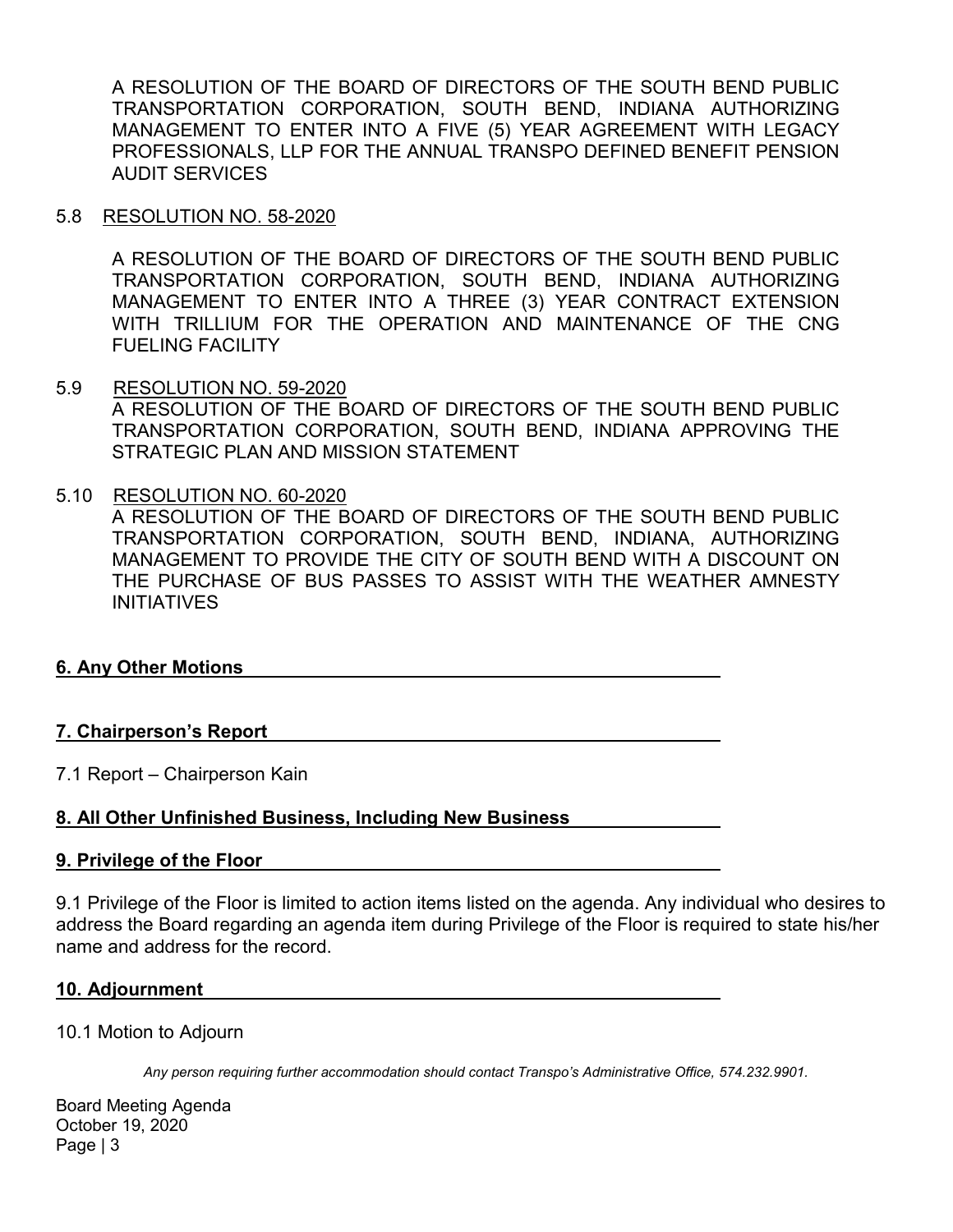A RESOLUTION OF THE BOARD OF DIRECTORS OF THE SOUTH BEND PUBLIC TRANSPORTATION CORPORATION, SOUTH BEND, INDIANA AUTHORIZING MANAGEMENT TO ENTER INTO A FIVE (5) YEAR AGREEMENT WITH LEGACY PROFESSIONALS, LLP FOR THE ANNUAL TRANSPO DEFINED BENEFIT PENSION AUDIT SERVICES

5.8 RESOLUTION NO. 58-2020

A RESOLUTION OF THE BOARD OF DIRECTORS OF THE SOUTH BEND PUBLIC TRANSPORTATION CORPORATION, SOUTH BEND, INDIANA AUTHORIZING MANAGEMENT TO ENTER INTO A THREE (3) YEAR CONTRACT EXTENSION WITH TRILLIUM FOR THE OPERATION AND MAINTENANCE OF THE CNG FUELING FACILITY

5.9 RESOLUTION NO. 59-2020

A RESOLUTION OF THE BOARD OF DIRECTORS OF THE SOUTH BEND PUBLIC TRANSPORTATION CORPORATION, SOUTH BEND, INDIANA APPROVING THE STRATEGIC PLAN AND MISSION STATEMENT

5.10 RESOLUTION NO. 60-2020

A RESOLUTION OF THE BOARD OF DIRECTORS OF THE SOUTH BEND PUBLIC TRANSPORTATION CORPORATION, SOUTH BEND, INDIANA, AUTHORIZING MANAGEMENT TO PROVIDE THE CITY OF SOUTH BEND WITH A DISCOUNT ON THE PURCHASE OF BUS PASSES TO ASSIST WITH THE WEATHER AMNESTY INITIATIVES

## 6. Any Other Motions

## 7. Chairperson's Report

7.1 Report – Chairperson Kain

## 8. All Other Unfinished Business, Including New Business

## 9. Privilege of the Floor

9.1 Privilege of the Floor is limited to action items listed on the agenda. Any individual who desires to address the Board regarding an agenda item during Privilege of the Floor is required to state his/her name and address for the record.

## 10. Adjournment

10.1 Motion to Adjourn

*Any person requiring further accommodation should contact Transpo's Administrative Office, 574.232.9901.*

Board Meeting Agenda
October 19, 2020